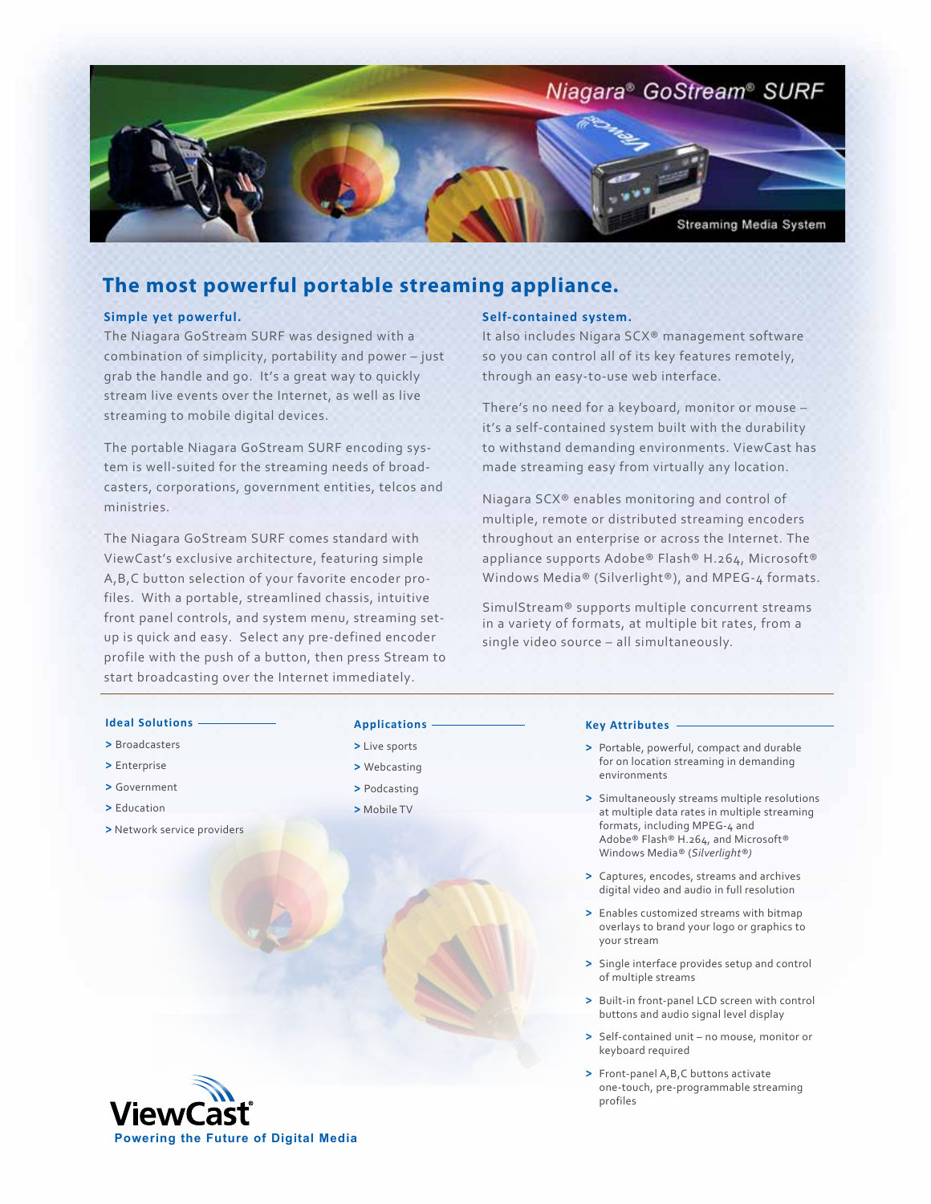# Niagara® GoStream® SURF

Streaming Media System

## The most powerful portable streaming appliance.

### Simple yet powerful.

The Niagara GoStream SURF was designed with a combination of simplicity, portability and power – just grab the handle and go. It's a great way to quickly stream live events over the Internet, as well as live streaming to mobile digital devices.

The portable Niagara GoStream SURF encoding system is well-suited for the streaming needs of broadcasters, corporations, government entities, telcos and ministries.

The Niagara GoStream SURF comes standard with ViewCast's exclusive architecture, featuring simple A,B,C button selection of your favorite encoder profiles. With a portable, streamlined chassis, intuitive front panel controls, and system menu, streaming setup is quick and easy. Select any pre-defined encoder profile with the push of a button, then press Stream to start broadcasting over the Internet immediately.

### Self-contained system.

It also includes Nigara SCX® management software so you can control all of its key features remotely, through an easy-to-use web interface.

There's no need for a keyboard, monitor or mouse – it's a self-contained system built with the durability to withstand demanding environments. ViewCast has made streaming easy from virtually any location.

Niagara SCX® enables monitoring and control of multiple, remote or distributed streaming encoders throughout an enterprise or across the Internet. The appliance supports Adobe® Flash® H.264, Microsoft® Windows Media® (Silverlight®), and MPEG-4 formats.

SimulStream® supports multiple concurrent streams in a variety of formats, at multiple bit rates, from a single video source – all simultaneously.

### Ideal Solutions

- Broadcasters
- Enterprise
- Government
- Education
- Network service providers

### Applications

- Live sports
- Webcasting
- Podcasting
- Mobile TV

### Key Attributes

- Portable, powerful, compact and durable for on location streaming in demanding environments
- Simultaneously streams multiple resolutions at multiple data rates in multiple streaming formats, including MPEG-4 and Adobe® Flash® H.264, and Microsoft® Windows Media® (*Silverlight®)*
- Captures, encodes, streams and archives digital video and audio in full resolution
- Enables customized streams with bitmap overlays to brand your logo or graphics to your stream
- Single interface provides setup and control of multiple streams
- Built-in front-panel LCD screen with control buttons and audio signal level display
- Self-contained unit – no mouse, monitor or keyboard required
- Front-panel A,B,C buttons activate one-touch, pre-programmable streaming profiles

ViewCast®
Powering the Future of Digital Media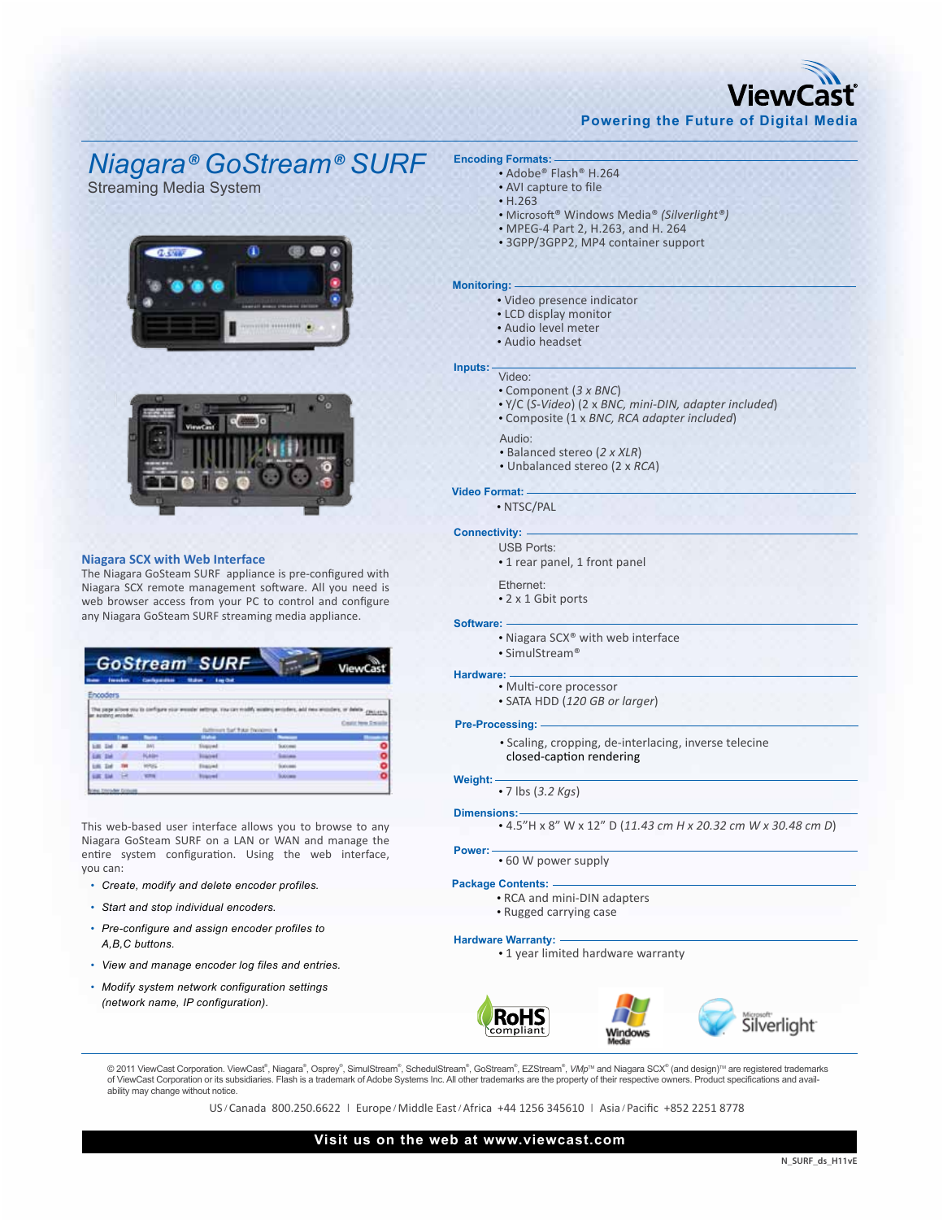# Niagara® GoStream® SURF

Streaming Media System

## Niagara SCX with Web Interface

The Niagara GoSteam SURF appliance is pre-configured with Niagara SCX remote management software. All you need is web browser access from your PC to control and configure any Niagara GoSteam SURF streaming media appliance.

This web-based user interface allows you to browse to any Niagara GoSteam SURF on a LAN or WAN and manage the entire system configuration. Using the web interface, you can:

- *Create, modify and delete encoder profiles.*
- *Start and stop individual encoders.*
- *Pre-configure and assign encoder profiles to A,B,C buttons.*
- *View and manage encoder log files and entries.*
- *Modify system network configuration settings (network name, IP configuration).*

**Encoding Formats:**

- Adobe® Flash® H.264
- AVI capture to file
- H.263
- Microsoft® Windows Media® *(Silverlight®)*
- MPEG-4 Part 2, H.263, and H. 264
- 3GPP/3GPP2, MP4 container support

**Monitoring:**

- Video presence indicator
- LCD display monitor
- Audio level meter
- Audio headset

**Inputs:**

Video:

- Component (*3 x BNC*)
- Y/C (*S-Video*) (2 x *BNC, mini-DIN, adapter included*)
- Composite (1 x *BNC, RCA adapter included*)

Audio:

- Balanced stereo (*2 x XLR*)
- Unbalanced stereo (2 x *RCA*)

**Video Format:**

- NTSC/PAL

**Connectivity:**

USB Ports:

- 1 rear panel, 1 front panel

Ethernet:

- 2 x 1 Gbit ports

**Software:**

- Niagara SCX® with web interface
- SimulStream®

**Hardware:**

- Multi-core processor
- SATA HDD (*120 GB or larger*)

**Pre-Processing:**

- Scaling, cropping, de-interlacing, inverse telecine closed-caption rendering

**Weight:**

- 7 lbs (*3.2 Kgs*)

**Dimensions:**

- 4.5”H x 8” W x 12” D (*11.43 cm H x 20.32 cm W x 30.48 cm D*)

**Power:**

- 60 W power supply

**Package Contents:**

- RCA and mini-DIN adapters
- Rugged carrying case

**Hardware Warranty:**

- 1 year limited hardware warranty

© 2011 ViewCast Corporation. ViewCast®, Niagara®, Osprey®, SimulStream®, SchedulStream®, GoStream®, EZStream®, *VMp*™ and Niagara SCX® (and design)™ are registered trademarks of ViewCast Corporation or its subsidiaries. Flash is a trademark of Adobe Systems Inc. All other trademarks are the property of their respective owners. Product specifications and availability may change without notice.

US / Canada 800.250.6622 | Europe / Middle East / Africa +44 1256 345610 | Asia / Pacific +852 2251 8778

**Visit us on the web at www.viewcast.com**

N_SURF_ds_H11vE